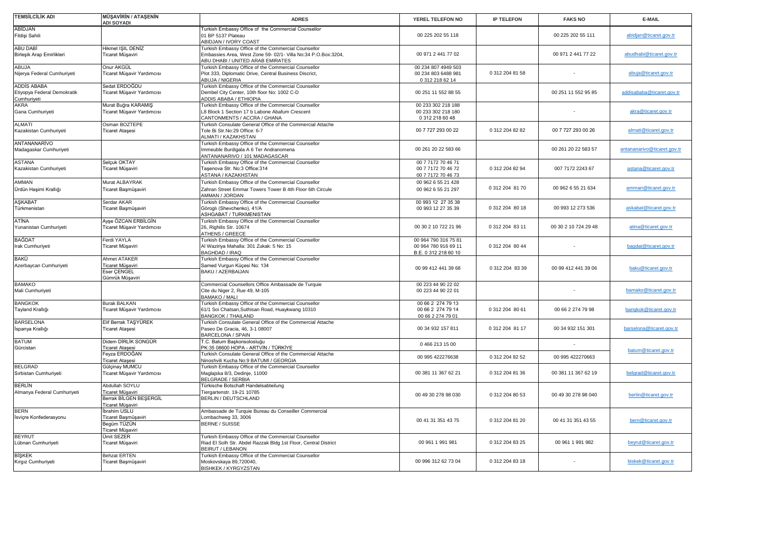| TEMSİLCİLİK ADI | MÜŞAVİRİN / ATAŞENİN ADI SOYADI | ADRES | YEREL TELEFON NO | IP TELEFON | FAKS NO | E-MAIL |
|---|---|---|---|---|---|---|
| ABİDJAN<br>Fildişi Sahili | | Turkish Embassy Office of the Commercial Counsellor<br>01 BP 5137 Plateau<br>ABIDJAN / IVORY COAST | 00 225 202 55 118 | | 00 225 202 55 111 | abidjan@ticaret.gov.tr |
| ABU DABİ<br>Birleşik Arap Emirlikleri | Hikmet IŞIL DENİZ<br>Ticaret Müşaviri | Turkish Embassy Office of the Commercial Counsellor<br>Embassies Area, West Zone 59- 02/1- Villa No:34 P.O.Box:3204,<br>ABU DHABI / UNITED ARAB EMIRATES | 00 971 2 441 77 02 | | 00 971 2 441 77 22 | abudhabi@ticaret.gov.tr |
| ABUJA<br>Nijerya Federal Cumhuriyeti | Onur AKGÜL<br>Ticaret Müşavir Yardımcısı | Turkish Embassy Office of the Commercial Counsellor<br>Plot 333, Diplomatic Drive, Central Business Discrict,<br>ABUJA / NIGERIA | 00 234 807 4949 503<br>00 234 803 6488 981<br>0 312 218 62 14 | 0 312 204 81 58 | - | abuja@ticaret.gov.tr |
| ADDİS ABABA<br>Etiyopya Federal Demokratik Cumhuriyeti | Sedat ERDOĞDU<br>Ticaret Müşavir Yardımcısı | Turkish Embassy Office of the Commercial Counsellor<br>Dembel City Center, 10th floor No: 1002 C-D<br>ADDIS ABABA / ETHIOPIA | 00 251 11 552 88 55 | | 00 251 11 552 95 85 | addisababa@ticaret.gov.tr |
| AKRA<br>Gana Cumhuriyeti | Murat Buğra KARAMIŞ<br>Ticaret Müşavir Yardımcısı | Turkish Embassy Office of the Commercial Counsellor<br>L8 Block 1 Section 17 b Labone Abafum Crescent<br>CANTONMENTS / ACCRA / GHANA | 00 233 302 218 188<br>00 233 302 218 180<br>0 312 218 60 48 | | - | akra@ticaret.gov.tr |
| ALMATI<br>Kazakistan Cumhuriyeti | Osman BOZTEPE<br>Ticaret Ataşesi | Turkish Consulate General Office of the Commercial Attache<br>Tole Bi Str.No:29 Office: 6-7<br>ALMATI / KAZAKHSTAN | 00 7 727 293 00 22 | 0 312 204 82 82 | 00 7 727 293 00 26 | almati@ticaret.gov.tr |
| ANTANANARİVO<br>Madagaskar Cumhuriyeti | | Turkish Embassy Office of the Commercial Counsellor<br>Immeuble Burdigala A 6 Ter Andranomena<br>ANTANANARIVO / 101 MADAGASCAR | 00 261 20 22 583 66 | | 00 261 20 22 583 57 | antananarivo@ticaret.gov.tr |
| ASTANA<br>Kazakistan Cumhuriyeti | Selçuk OKTAY<br>Ticaret Müşaviri | Turkish Embassy Office of the Commercial Counsellor<br>Taşenova Str. No:3 Office:314<br>ASTANA / KAZAKHSTAN | 00 7 7172 70 46 71<br>00 7 7172 70 46 72<br>00 7 7172 70 46 73 | 0 312 204 82 94 | 007 7172 2243 67 | astana@ticaret.gov.tr |
| AMMAN<br>Ürdün Haşimi Krallığı | Murat ALBAYRAK<br>Ticaret Başmüşaviri | Turkish Embassy Office of the Commercial Counsellor<br>Zahran Street Emmar Towers Tower B 4th Floor 6th Circle<br>AMMAN / JORDAN | 00 962 6 55 21 428<br>00 962 6 55 21 297 | 0 312 204 81 70 | 00 962 6 55 21 634 | amman@ticaret.gov.tr |
| AŞKABAT<br>Türkmenistan | Serdar AKAR<br>Ticaret Başmüşaviri | Turkish Embassy Office of the Commercial Counsellor<br>Görogli (Shevchenko), 41/A<br>ASHGABAT / TURKMENISTAN | 00 993 12 27 35 38<br>00 993 12 27 35 39 | 0 312 204 80 18 | 00 993 12 273 536 | askabat@ticaret.gov.tr |
| ATİNA<br>Yunanistan Cumhuriyeti | Ayşe ÖZCAN ERBİLGİN<br>Ticaret Müşavir Yardımcısı | Turkish Embassy Office of the Commercial Counsellor<br>26, Righilis Str. 10674<br>ATHENS / GREECE | 00 30 2 10 722 21 96 | 0 312 204 83 11 | 00 30 2 10 724 29 48 | atina@ticaret.gov.tr |
| BAĞDAT<br>Irak Cumhuriyeti | Ferdi YAYLA<br>Ticaret Müşaviri | Turkish Embassy Office of the Commercial Counsellor<br>Al Waziriya Mahalla: 301 Zukak: 5 No: 15<br>BAGHDAD / IRAQ | 00 964 790 316 75 81<br>00 964 780 916 69 11<br>B.E. 0 312 218 60 10 | 0 312 204 80 44 | - | bagdat@ticaret.gov.tr |
| BAKÜ<br>Azerbaycan Cumhuriyeti | Ahmet ATAKER<br>Ticaret Müşaviri<br>Eser ÇENGEL<br>Gümrük Müşaviri | Turkish Embassy Office of the Commercial Counsellor<br>Samed Vurgun Küçesi No: 134<br>BAKU / AZERBAIJAN | 00 99 412 441 39 68 | 0 312 204 83 39 | 00 99 412 441 39 06 | baku@ticaret.gov.tr |
| BAMAKO<br>Mali Cumhuriyeti | | Commercial Counsellors Office Ambassade de Turquie<br>Cite du Niger 2, Rue 49, M-105<br>BAMAKO / MALI | 00 223 44 90 22 02<br>00 223 44 90 22 01 | | - | bamako@ticaret.gov.tr |
| BANGKOK<br>Tayland Krallığı | Burak BALKAN<br>Ticaret Müşavir Yardımcısı | Turkish Embassy Office of the Commercial Counsellor<br>61/1 Soi Chatsan,Suthisan Road, Huaykwang 10310<br>BANGKOK / THAILAND | 00 66 2 274 79 13<br>00 66 2 274 79 14<br>00 66 2 274 79 01 | 0 312 204 80 61 | 00 66 2 274 79 98 | bangkok@ticaret.gov.tr |
| BARSELONA<br>İspanya Krallığı | Elif Berrak TAŞYÜREK<br>Ticaret Ataşesi | Turkish Consulate General Office of the Commercial Attache<br>Paseo De Gracia, 46, 3-1 08007<br>BARCELONA / SPAIN | 00 34 932 157 811 | 0 312 204 81 17 | 00 34 932 151 301 | barselona@ticaret.gov.tr |
| BATUM<br>Gürcistan | Didem DİRLİK SONGÜR<br>Ticaret Ataşesi | T.C. Batum Başkonsolosluğu<br>PK:35 08600 HOPA - ARTVİN / TÜRKİYE | 0 466 213 15 00 | | - | batum@ticaret.gov.tr |
| | Feyza ERDOĞAN<br>Ticaret Ataşesi | Turkish Consulate General Office of the Commercial Attache<br>Ninoshvili Kucha No:9 BATUMI / GEORGIA | 00 995 422276638 | 0 312 204 82 52 | 00 995 422270663 | |
| BELGRAD<br>Sırbistan Cumhuriyeti | Gülçinay MUMCU<br>Ticaret Müşavir Yardımcısı | Turkish Embassy Office of the Commercial Counsellor<br>Maglajska 8/3, Dedinje, 11000<br>BELGRADE / SERBIA | 00 381 11 367 62 21 | 0 312 204 81 36 | 00 381 11 367 62 19 | belgrad@ticaret.gov.tr |
| BERLİN<br>Almanya Federal Cumhuriyeti | Abdullah SOYLU<br>Ticaret Müşaviri<br>Berrak BİLGEN BEŞERGİL<br>Ticaret Müşaviri | Türkische Botschaft Handelsabteilung<br>Tiergartenstr. 19-21 10785<br>BERLIN / DEUTSCHLAND | 00 49 30 278 98 030 | 0 312 204 80 53 | 00 49 30 278 98 040 | berlin@ticaret.gov.tr |
| BERN<br>İsviçre Konfederasyonu | İbrahim USLU<br>Ticaret Başmüşaviri<br>Begüm TÜZÜN<br>Ticaret Müşaviri | Ambassade de Turquie Bureau du Conseiller Commercial<br>Lombachweg 33, 3006<br>BERNE / SUISSE | 00 41 31 351 43 75 | 0 312 204 81 20 | 00 41 31 351 43 55 | bern@ticaret.gov.tr |
| BEYRUT<br>Lübnan Cumhuriyeti | Ümit SEZER<br>Ticaret Müşaviri | Turkish Embassy Office of the Commercial Counsellor<br>Riad El Solh Str. Abdel Razzak Bldg 1st Floor, Central District<br>BEIRUT / LEBANON | 00 961 1 991 981 | 0 312 204 83 25 | 00 961 1 991 982 | beyrut@ticaret.gov.tr |
| BİŞKEK<br>Kırgız Cumhuriyeti | Behzat ERTEN<br>Ticaret Başmüşaviri | Turkish Embassy Office of the Commercial Counsellor<br>Moskovskaya 89,720040,<br>BISHKEK / KYRGYZSTAN | 00 996 312 62 73 04 | 0 312 204 83 18 | - | biskek@ticaret.gov.tr |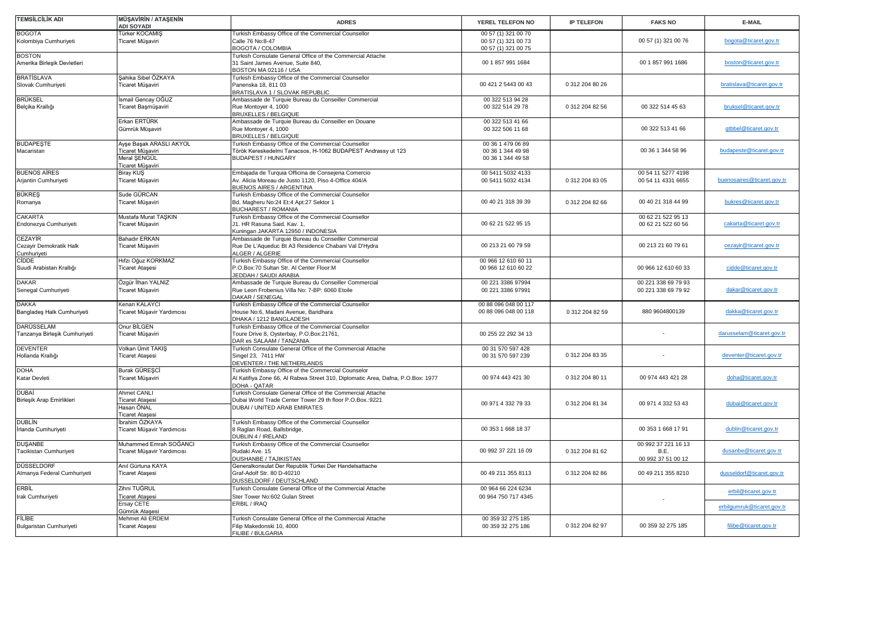| TEMSİLCİLİK ADI | MÜŞAVİRİN / ATAŞENİN ADI SOYADI | ADRES | YEREL TELEFON NO | IP TELEFON | FAKS NO | E-MAIL |
|---|---|---|---|---|---|---|
| BOGOTA<br>Kolombiya Cumhuriyeti | Türker KOCAMIŞ<br>Ticaret Müşaviri | Turkish Embassy Office of the Commercial Counsellor<br>Calle 76 No:8-47<br>BOGOTA / COLOMBIA | 00 57 (1) 321 00 70<br>00 57 (1) 321 00 73<br>00 57 (1) 321 00 75 | | 00 57 (1) 321 00 76 | bogota@ticaret.gov.tr |
| BOSTON<br>Amerika Birleşik Devletleri | | Turkish Consulate General Office of the Commercial Attache<br>31 Saint James Avenue, Suite 840,<br>BOSTON MA 02116 / USA | 00 1 857 991 1684 | | 00 1 857 991 1686 | boston@ticaret.gov.tr |
| BRATİSLAVA<br>Slovak Cumhuriyeti | Şahika Sibel ÖZKAYA<br>Ticaret Müşaviri | Turkish Embassy Office of the Commercial Counsellor<br>Panenska 18, 811 03<br>BRATISLAVA 1 / SLOVAK REPUBLIC | 00 421 2 5443 00 43 | 0 312 204 80 26 | | bratislava@ticaret.gov.tr |
| BRÜKSEL<br>Belçika Krallığı | İsmail Gencay OĞUZ<br>Ticaret Başmüşaviri | Ambassade de Turquie Bureau du Conseiller Commercial<br>Rue Montoyer 4, 1000<br>BRUXELLES / BELGIQUE | 00 322 513 94 28<br>00 322 514 29 78 | 0 312 204 82 56 | 00 322 514 45 63 | bruksel@ticaret.gov.tr |
| | Erkan ERTÜRK<br>Gümrük Müşaviri | Ambassade de Turquie Bureau du Conseiller en Douane<br>Rue Montoyer 4, 1000<br>BRUXELLES / BELGIQUE | 00 322 513 41 66<br>00 322 506 11 68 | | 00 322 513 41 66 | gtbbel@ticaret.gov.tr |
| BUDAPEŞTE<br>Macaristan | Ayşe Başak ARASLI AKYOL<br>Ticaret Müşaviri<br>Meral ŞENGÜL<br>Ticaret Müşaviri | Turkish Embassy Office of the Commercial Counsellor<br>Török Kereskedelmi Tanacsos, H-1062 BUDAPEST Andrassy ut 123<br>BUDAPEST / HUNGARY | 00 36 1 479 06 89<br>00 36 1 344 49 98<br>00 36 1 344 49 58 | | 00 36 1 344 58 96 | budapeste@ticaret.gov.tr |
| BUENOS AİRES<br>Arjantin Cumhuriyeti | Biray KUŞ<br>Ticaret Müşaviri | Embajada de Turquia Officina de Consejeria Comercio<br>Av. Alicia Moreau de Justo 1120, Piso 4-Office 404/A<br>BUENOS AIRES / ARGENTINA | 00 5411 5032 4133<br>00 5411 5032 4134 | 0 312 204 83 05 | 00 54 11 5277 4198<br>00 54 11 4331 6655 | buenosaires@ticaret.gov.tr |
| BÜKREŞ<br>Romanya | Sude GÜRCAN<br>Ticaret Müşaviri | Turkish Embassy Office of the Commercial Counsellor<br>Bd. Magheru No:24 Et:4 Apt:27 Sektor 1<br>BUCHAREST / ROMANIA | 00 40 21 318 39 39 | 0 312 204 82 66 | 00 40 21 318 44 99 | bukres@ticaret.gov.tr |
| CAKARTA<br>Endonezya Cumhuriyeti | Mustafa Murat TAŞKIN<br>Ticaret Müşaviri | Turkish Embassy Office of the Commercial Counsellor<br>J1. HR Rasuna Said. Kav. 1,<br>Kuningan JAKARTA 12950 / INDONESIA | 00 62 21 522 95 15 | | 00 62 21 522 95 13<br>00 62 21 522 60 56 | cakarta@ticaret.gov.tr |
| CEZAYİR<br>Cezayir Demokratik Halk Cumhuriyeti | Bahadır ERKAN<br>Ticaret Müşaviri | Ambassade de Turquie Bureau du Conseiller Commercial<br>Rue De L'Aqueduc Bt A3 Residence Chabani Val D'Hydra<br>ALGER / ALGERIE | 00 213 21 60 79 59 | | 00 213 21 60 79 61 | cezayir@ticaret.gov.tr |
| CİDDE<br>Suudi Arabistan Krallığı | Hıfzı Oğuz KORKMAZ<br>Ticaret Ataşesi | Turkish Embassy Office of the Commercial Counsellor<br>P.O.Box:70 Sultan Str. Al Center Floor:M<br>JEDDAH / SAUDI ARABIA | 00 966 12 610 60 11<br>00 966 12 610 60 22 | | 00 966 12 610 60 33 | cidde@ticaret.gov.tr |
| DAKAR<br>Senegal Cumhuriyeti | Özgür İlhan YALNIZ<br>Ticaret Müşaviri | Ambassade de Turquie Bureau du Conseiller Commercial<br>Rue Leon Frobenius Villa No: 7-BP: 6060 Etoile<br>DAKAR / SENEGAL | 00 221 3386 97994<br>00 221 3386 97991 | | 00 221 338 69 79 93<br>00 221 338 69 79 92 | dakar@ticaret.gov.tr |
| DAKKA<br>Bangladeş Halk Cumhuriyeti | Kenan KALAYCI<br>Ticaret Müşavir Yardımcısı | Turkish Embassy Office of the Commercial Counsellor<br>House No:6, Madani Avenue, Baridhara<br>DHAKA / 1212 BANGLADESH | 00 88 096 048 00 117<br>00 88 096 048 00 118 | 0 312 204 82 59 | 880 9604800139 | dakka@ticaret.gov.tr |
| DARÜSSELAM<br>Tanzanya Birleşik Cumhuriyeti | Onur BİLGEN<br>Ticaret Müşaviri | Turkish Embassy Office of the Commercial Counsellor<br>Toure Drive 8, Oysterbay, P.O.Box:21761,<br>DAR es SALAAM / TANZANIA | 00 255 22 292 34 13 | | - | darusselam@ticaret.gov.tr |
| DEVENTER<br>Hollanda Krallığı | Volkan Ümit TAKIŞ<br>Ticaret Ataşesi | Turkish Consulate General Office of the Commercial Attache<br>Singel 23, 7411 HW<br>DEVENTER / THE NETHERLANDS | 00 31 570 597 428<br>00 31 570 597 239 | 0 312 204 83 35 | - | deventer@ticaret.gov.tr |
| DOHA<br>Katar Devleti | Burak GÜREŞCİ<br>Ticaret Müşaviri | Turkish Embassy Office of the Commercial Counselor<br>Al Katifiya Zone 66, Al Rabwa Street 310, Diplomatic Area, Dafna, P.O.Box: 1977<br>DOHA - QATAR | 00 974 443 421 30 | 0 312 204 80 11 | 00 974 443 421 28 | doha@ticaret.gov.tr |
| DUBAİ<br>Birleşik Arap Emirlikleri | Ahmet CANLI<br>Ticaret Ataşesi<br>Hasan ÖNAL<br>Ticaret Ataşesi | Turkish Consulate General Office of the Commercial Attache<br>Dubai World Trade Center Tower 29 th floor P.O.Box.:9221<br>DUBAI / UNITED ARAB EMIRATES | 00 971 4 332 79 33 | 0 312 204 81 34 | 00 971 4 332 53 43 | dubai@ticaret.gov.tr |
| DUBLİN<br>İrlanda Cumhuriyeti | İbrahim ÖZKAYA<br>Ticaret Müşavir Yardımcısı | Turkish Embassy Office of the Commercial Counsellor<br>8 Raglan Road, Ballsbridge,<br>DUBLIN 4 / IRELAND | 00 353 1 668 18 37 | | 00 353 1 668 17 91 | dublin@ticaret.gov.tr |
| DUŞANBE<br>Tacikistan Cumhuriyeti | Muhammed Emrah SOĞANCI<br>Ticaret Müşavir Yardımcısı | Turkish Embassy Office of the Commercial Counsellor<br>Rudaki Ave. 15<br>DUSHANBE / TAJIKISTAN | 00 992 37 221 16 09 | 0 312 204 81 62 | 00 992 37 221 16 13<br>B.E.<br>00 992 37 51 00 12 | dusanbe@ticaret.gov.tr |
| DÜSSELDORF<br>Almanya Federal Cumhuriyeti | Anıl Gürtuna KAYA<br>Ticaret Ataşesi | Generalkonsulat Der Republik Türkei Der Handelsattache<br>Graf-Adolf Str. 80 D-40210<br>DUSSELDORF / DEUTSCHLAND | 00 49 211 355 8113 | 0 312 204 82 86 | 00 49 211 355 8210 | dusseldorf@ticaret.gov.tr |
| ERBİL<br>Irak Cumhuriyeti | Zihni TUĞRUL<br>Ticaret Ataşesi<br>Ersay CETE<br>Gümrük Ataşesi | Turkish Consulate General Office of the Commercial Attache<br>Ster Tower No:602 Gulan Street<br>ERBIL / IRAQ | 00 964 66 224 6234<br>00 964 750 717 4345 | | - | erbil@ticaret.gov.tr<br>erbilgumruk@ticaret.gov.tr |
| FİLİBE<br>Bulgaristan Cumhuriyeti | Mehmet Ali ERDEM<br>Ticaret Ataşesi | Turkish Consulate General Office of the Commercial Attache<br>Filip Makedonski 10, 4000<br>FILIBE / BULGARIA | 00 359 32 275 185<br>00 359 32 275 186 | 0 312 204 82 97 | 00 359 32 275 185 | filibe@ticaret.gov.tr |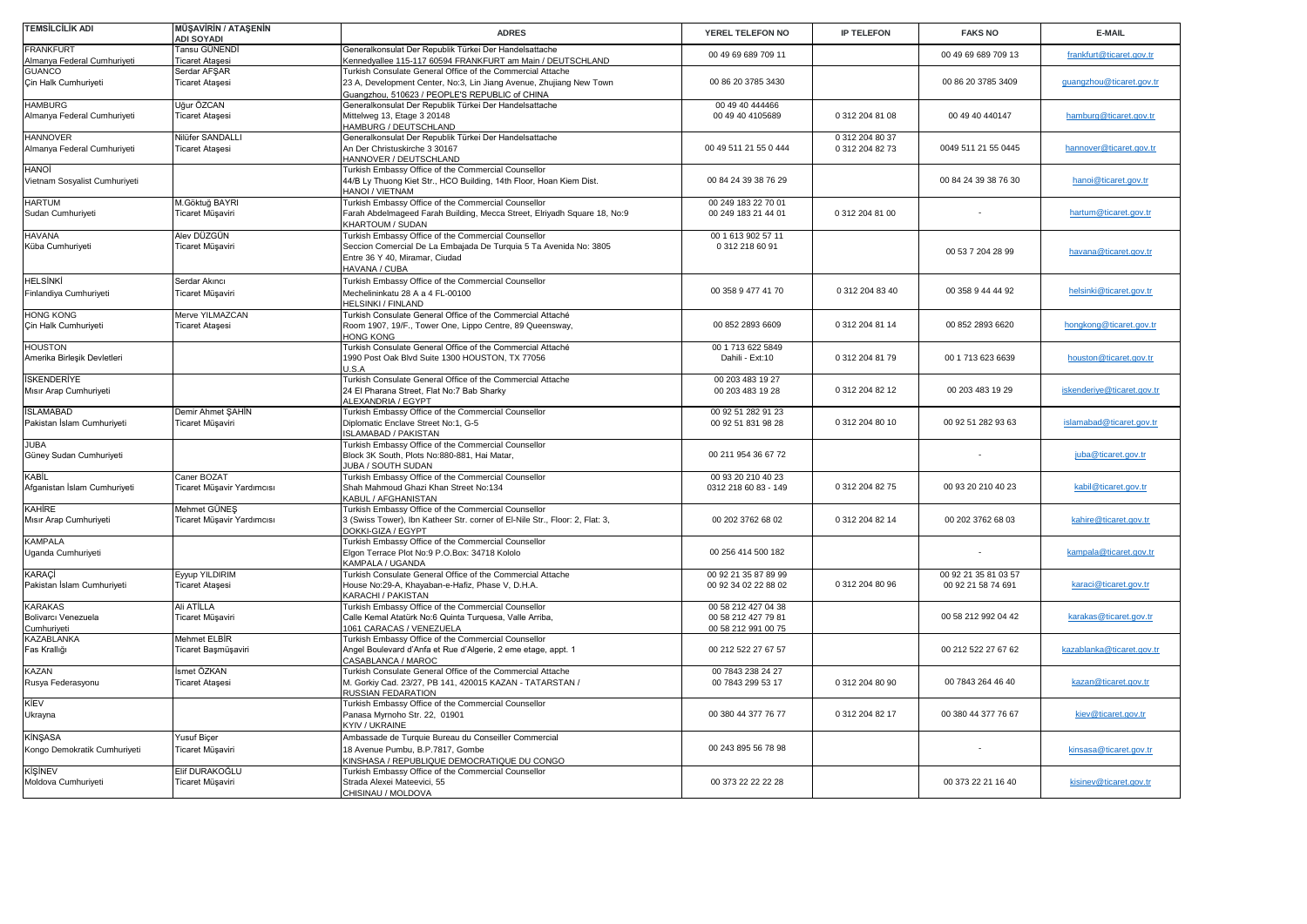| TEMSİLCİLİK ADI | MÜŞAVİRİN / ATAŞENİN ADI SOYADI | ADRES | YEREL TELEFON NO | IP TELEFON | FAKS NO | E-MAIL |
|---|---|---|---|---|---|---|
| FRANKFURT<br>Almanya Federal Cumhuriyeti | Tansu GÜNENDİ<br>Ticaret Ataşesi | Generalkonsulat Der Republik Türkei Der Handelsattache<br>Kennedyallee 115-117 60594 FRANKFURT am Main / DEUTSCHLAND | 00 49 69 689 709 11 | | 00 49 69 689 709 13 | frankfurt@ticaret.gov.tr |
| GUANCO<br>Çin Halk Cumhuriyeti | Serdar AFŞAR<br>Ticaret Ataşesi | Turkish Consulate General Office of the Commercial Attache<br>23 A, Development Center, No:3, Lin Jiang Avenue, Zhujiang New Town<br>Guangzhou, 510623 / PEOPLE'S REPUBLIC of CHINA | 00 86 20 3785 3430 | | 00 86 20 3785 3409 | guangzhou@ticaret.gov.tr |
| HAMBURG<br>Almanya Federal Cumhuriyeti | Uğur ÖZCAN<br>Ticaret Ataşesi | Generalkonsulat Der Republik Türkei Der Handelsattache<br>Mittelweg 13, Etage 3 20148<br>HAMBURG / DEUTSCHLAND | 00 49 40 444466<br>00 49 40 4105689 | 0 312 204 81 08 | 00 49 40 440147 | hamburg@ticaret.gov.tr |
| HANNOVER<br>Almanya Federal Cumhuriyeti | Nilüfer SANDALLI<br>Ticaret Ataşesi | Generalkonsulat Der Republik Türkei Der Handelsattache<br>An Der Christuskirche 3 30167<br>HANNOVER / DEUTSCHLAND | 00 49 511 21 55 0 444 | 0 312 204 80 37<br>0 312 204 82 73 | 0049 511 21 55 0445 | hannover@ticaret.gov.tr |
| HANOİ<br>Vietnam Sosyalist Cumhuriyeti | | Turkish Embassy Office of the Commercial Counsellor<br>44/B Ly Thuong Kiet Str., HCO Building, 14th Floor, Hoan Kiem Dist.<br>HANOI / VIETNAM | 00 84 24 39 38 76 29 | | 00 84 24 39 38 76 30 | hanoi@ticaret.gov.tr |
| HARTUM<br>Sudan Cumhuriyeti | M.Göktuğ BAYRI<br>Ticaret Müşaviri | Turkish Embassy Office of the Commercial Counsellor<br>Farah Abdelmageed Farah Building, Mecca Street, Elriyadh Square 18, No:9<br>KHARTOUM / SUDAN | 00 249 183 22 70 01<br>00 249 183 21 44 01 | 0 312 204 81 00 | - | hartum@ticaret.gov.tr |
| HAVANA<br>Küba Cumhuriyeti | Alev DÜZGÜN<br>Ticaret Müşaviri | Turkish Embassy Office of the Commercial Counsellor<br>Seccion Comercial De La Embajada De Turquia 5 Ta Avenida No: 3805<br>Entre 36 Y 40, Miramar, Ciudad<br>HAVANA / CUBA | 00 1 613 902 57 11<br>0 312 218 60 91 | | 00 53 7 204 28 99 | havana@ticaret.gov.tr |
| HELSİNKİ<br>Finlandiya Cumhuriyeti | Serdar Akıncı<br>Ticaret Müşaviri | Turkish Embassy Office of the Commercial Counsellor<br>Mechelininkatu 28 A a 4 FL-00100<br>HELSINKI / FINLAND | 00 358 9 477 41 70 | 0 312 204 83 40 | 00 358 9 44 44 92 | helsinki@ticaret.gov.tr |
| HONG KONG<br>Çin Halk Cumhuriyeti | Merve YILMAZCAN<br>Ticaret Ataşesi | Turkish Consulate General Office of the Commercial Attaché<br>Room 1907, 19/F., Tower One, Lippo Centre, 89 Queensway,<br>HONG KONG | 00 852 2893 6609 | 0 312 204 81 14 | 00 852 2893 6620 | hongkong@ticaret.gov.tr |
| HOUSTON<br>Amerika Birleşik Devletleri | | Turkish Consulate General Office of the Commercial Attaché<br>1990 Post Oak Blvd Suite 1300 HOUSTON, TX 77056<br>U.S.A | 00 1 713 622 5849<br>Dahili - Ext:10 | 0 312 204 81 79 | 00 1 713 623 6639 | houston@ticaret.gov.tr |
| İSKENDERİYE<br>Mısır Arap Cumhuriyeti | | Turkish Consulate General Office of the Commercial Attache<br>24 El Pharana Street, Flat No:7 Bab Sharky<br>ALEXANDRIA / EGYPT | 00 203 483 19 27<br>00 203 483 19 28 | 0 312 204 82 12 | 00 203 483 19 29 | iskenderiye@ticaret.gov.tr |
| İSLAMABAD<br>Pakistan İslam Cumhuriyeti | Demir Ahmet ŞAHİN<br>Ticaret Müşaviri | Turkish Embassy Office of the Commercial Counsellor<br>Diplomatic Enclave Street No:1, G-5<br>ISLAMABAD / PAKISTAN | 00 92 51 282 91 23<br>00 92 51 831 98 28 | 0 312 204 80 10 | 00 92 51 282 93 63 | islamabad@ticaret.gov.tr |
| JUBA<br>Güney Sudan Cumhuriyeti | | Turkish Embassy Office of the Commercial Counsellor<br>Block 3K South, Plots No:880-881, Hai Matar,<br>JUBA / SOUTH SUDAN | 00 211 954 36 67 72 | | - | juba@ticaret.gov.tr |
| KABİL<br>Afganistan İslam Cumhuriyeti | Caner BOZAT<br>Ticaret Müşavir Yardımcısı | Turkish Embassy Office of the Commercial Counsellor<br>Shah Mahmoud Ghazi Khan Street No:134<br>KABUL / AFGHANISTAN | 00 93 20 210 40 23<br>0312 218 60 83 - 149 | 0 312 204 82 75 | 00 93 20 210 40 23 | kabil@ticaret.gov.tr |
| KAHİRE<br>Mısır Arap Cumhuriyeti | Mehmet GÜNEŞ<br>Ticaret Müşavir Yardımcısı | Turkish Embassy Office of the Commercial Counsellor<br>3 (Swiss Tower), Ibn Katheer Str. corner of El-Nile Str., Floor: 2, Flat: 3,<br>DOKKI-GIZA / EGYPT | 00 202 3762 68 02 | 0 312 204 82 14 | 00 202 3762 68 03 | kahire@ticaret.gov.tr |
| KAMPALA<br>Uganda Cumhuriyeti | | Turkish Embassy Office of the Commercial Counsellor<br>Elgon Terrace Plot No:9 P.O.Box: 34718 Kololo<br>KAMPALA / UGANDA | 00 256 414 500 182 | | - | kampala@ticaret.gov.tr |
| KARAÇİ<br>Pakistan İslam Cumhuriyeti | Eyyup YILDIRIM<br>Ticaret Ataşesi | Turkish Consulate General Office of the Commercial Attache<br>House No:29-A, Khayaban-e-Hafiz, Phase V, D.H.A.<br>KARACHI / PAKISTAN | 00 92 21 35 87 89 99<br>00 92 34 02 22 88 02 | 0 312 204 80 96 | 00 92 21 35 81 03 57<br>00 92 21 58 74 691 | karaci@ticaret.gov.tr |
| KARAKAS<br>Bolivarcı Venezuela Cumhuriyeti | Ali ATİLLA<br>Ticaret Müşaviri | Turkish Embassy Office of the Commercial Counsellor<br>Calle Kemal Atatürk No:6 Quinta Turquesa, Valle Arriba,<br>1061 CARACAS / VENEZUELA | 00 58 212 427 04 38<br>00 58 212 427 79 81<br>00 58 212 991 00 75 | | 00 58 212 992 04 42 | karakas@ticaret.gov.tr |
| KAZABLANKA<br>Fas Krallığı | Mehmet ELBİR<br>Ticaret Başmüşaviri | Turkish Embassy Office of the Commercial Counsellor<br>Angel Boulevard d'Anfa et Rue d'Algerie, 2 eme etage, appt. 1<br>CASABLANCA / MAROC | 00 212 522 27 67 57 | | 00 212 522 27 67 62 | kazablanka@ticaret.gov.tr |
| KAZAN<br>Rusya Federasyonu | İsmet ÖZKAN<br>Ticaret Ataşesi | Turkish Consulate General Office of the Commercial Attache<br>M. Gorkiy Cad. 23/27, PB 141, 420015 KAZAN - TATARSTAN /<br>RUSSIAN FEDARATION | 00 7843 238 24 27<br>00 7843 299 53 17 | 0 312 204 80 90 | 00 7843 264 46 40 | kazan@ticaret.gov.tr |
| KİEV<br>Ukrayna | | Turkish Embassy Office of the Commercial Counsellor<br>Panasa Myrnoho Str. 22, 01901<br>KYIV / UKRAINE | 00 380 44 377 76 77 | 0 312 204 82 17 | 00 380 44 377 76 67 | kiev@ticaret.gov.tr |
| KİNŞASA<br>Kongo Demokratik Cumhuriyeti | Yusuf Biçer<br>Ticaret Müşaviri | Ambassade de Turquie Bureau du Conseiller Commercial<br>18 Avenue Pumbu, B.P.7817, Gombe<br>KINSHASA / REPUBLIQUE DEMOCRATIQUE DU CONGO | 00 243 895 56 78 98 | | - | kinsasa@ticaret.gov.tr |
| KİŞİNEV<br>Moldova Cumhuriyeti | Elif DURAKOĞLU<br>Ticaret Müşaviri | Turkish Embassy Office of the Commercial Counsellor<br>Strada Alexei Mateevici, 55<br>CHISINAU / MOLDOVA | 00 373 22 22 22 28 | | 00 373 22 21 16 40 | kisinev@ticaret.gov.tr |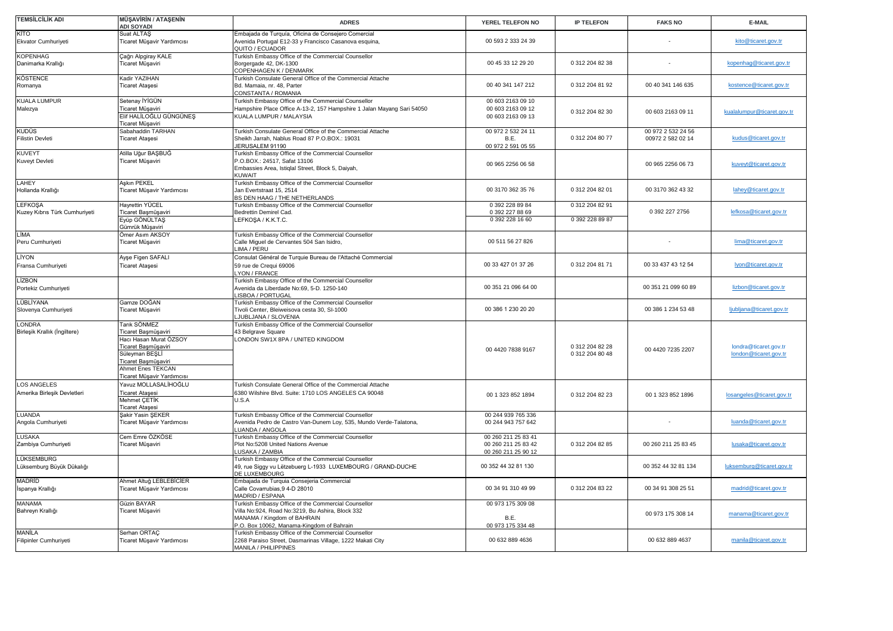| TEMSİLCİLİK ADI | MÜŞAVİRİN / ATAŞENİN ADI SOYADI | ADRES | YEREL TELEFON NO | IP TELEFON | FAKS NO | E-MAIL |
|---|---|---|---|---|---|---|
| KİTO<br>Ekvator Cumhuriyeti | Suat ALTAŞ<br>Ticaret Müşavir Yardımcısı | Embajada de Turquía, Oficina de Consejero Comercial<br>Avenida Portugal E12-33 y Francisco Casanova esquina,<br>QUITO / ECUADOR | 00 593 2 333 24 39 | | - | kito@ticaret.gov.tr |
| KOPENHAG<br>Danimarka Krallığı | Çağrı Alpgiray KALE<br>Ticaret Müşaviri | Turkish Embassy Office of the Commercial Counsellor<br>Borgergade 42, DK-1300<br>COPENHAGEN K / DENMARK | 00 45 33 12 29 20 | 0 312 204 82 38 | - | kopenhag@ticaret.gov.tr |
| KÖSTENCE<br>Romanya | Kadir YAZIHAN<br>Ticaret Ataşesi | Turkish Consulate General Office of the Commercial Attache<br>Bd. Mamaia, nr. 48, Parter<br>CONSTANTA / ROMANIA | 00 40 341 147 212 | 0 312 204 81 92 | 00 40 341 146 635 | kostence@ticaret.gov.tr |
| KUALA LUMPUR<br>Malezya | Setenay İYİGÜN<br>Ticaret Müşaviri<br>Elif HALİLOĞLU GÜNGÜNEŞ<br>Ticaret Müşaviri | Turkish Embassy Office of the Commercial Counsellor<br>Hampshire Place Office A-13-2, 157 Hampshire 1 Jalan Mayang Sari 54050<br>KUALA LUMPUR / MALAYSIA | 00 603 2163 09 10<br>00 603 2163 09 12<br>00 603 2163 09 13 | 0 312 204 82 30 | 00 603 2163 09 11 | kualalumpur@ticaret.gov.tr |
| KUDÜS<br>Filistin Devleti | Sabahaddin TARHAN<br>Ticaret Ataşesi | Turkish Consulate General Office of the Commercial Attache<br>Sheikh Jarrah, Nablus Road 87 P.O.BOX.: 19031<br>JERUSALEM 91190 | 00 972 2 532 24 11<br>B.E.<br>00 972 2 591 05 55 | 0 312 204 80 77 | 00 972 2 532 24 56<br>00972 2 582 02 14 | kudus@ticaret.gov.tr |
| KUVEYT<br>Kuveyt Devleti | Atilla Uğur BAŞBUĞ<br>Ticaret Müşaviri | Turkish Embassy Office of the Commercial Counsellor<br>P.O.BOX.: 24517, Safat 13106<br>Embassies Area, Istiqlal Street, Block 5, Daiyah,<br>KUWAIT | 00 965 2256 06 58 | | 00 965 2256 06 73 | kuveyt@ticaret.gov.tr |
| LAHEY<br>Hollanda Krallığı | Aşkın PEKEL<br>Ticaret Müşavir Yardımcısı | Turkish Embassy Office of the Commercial Counsellor<br>Jan Evertstraat 15, 2514<br>BS DEN HAAG / THE NETHERLANDS | 00 3170 362 35 76 | 0 312 204 82 01 | 00 3170 362 43 32 | lahey@ticaret.gov.tr |
| LEFKOŞA<br>Kuzey Kıbrıs Türk Cumhuriyeti | Hayrettin YÜCEL<br>Ticaret Başmüşaviri<br>Eyüp GÖNÜLTAŞ<br>Gümrük Müşaviri | Turkish Embassy Office of the Commercial Counsellor<br>Bedrettin Demirel Cad.<br>LEFKOŞA / K.K.T.C. | 0 392 228 89 84<br>0 392 227 88 69<br>0 392 228 16 60 | 0 312 204 82 91<br>0 392 228 89 87 | 0 392 227 2756 | lefkosa@ticaret.gov.tr |
| LİMA<br>Peru Cumhuriyeti | Ömer Asım AKSOY<br>Ticaret Müşaviri | Turkish Embassy Office of the Commercial Counsellor<br>Calle Miguel de Cervantes 504 San Isidro,<br>LIMA / PERU | 00 511 56 27 826 | | - | lima@ticaret.gov.tr |
| LİYON<br>Fransa Cumhuriyeti | Ayşe Figen SAFALI<br>Ticaret Ataşesi | Consulat Général de Turquie Bureau de l'Attaché Commercial<br>59 rue de Crequi 69006<br>LYON / FRANCE | 00 33 427 01 37 26 | 0 312 204 81 71 | 00 33 437 43 12 54 | lyon@ticaret.gov.tr |
| LİZBON<br>Portekiz Cumhuriyeti | | Turkish Embassy Office of the Commercial Counsellor<br>Avenida da Liberdade No:69, 5-D. 1250-140<br>LISBOA / PORTUGAL | 00 351 21 096 64 00 | | 00 351 21 099 60 89 | lizbon@ticaret.gov.tr |
| LÜBLİYANA<br>Slovenya Cumhuriyeti | Gamze DOĞAN<br>Ticaret Müşaviri | Turkish Embassy Office of the Commercial Counsellor<br>Tivoli Center, Bleiweisova cesta 30, SI-1000<br>LJUBLJANA / SLOVENIA | 00 386 1 230 20 20 | | 00 386 1 234 53 48 | ljubljana@ticaret.gov.tr |
| LONDRA<br>Birleşik Krallık (İngiltere) | Tarık SÖNMEZ<br>Ticaret Başmüşaviri<br>Hacı Hasan Murat ÖZSOY<br>Ticaret Başmüşaviri<br>Süleyman BEŞLİ<br>Ticaret Başmüşaviri<br>Ahmet Enes TEKCAN<br>Ticaret Müşavir Yardımcısı | Turkish Embassy Office of the Commercial Counsellor<br>43 Belgrave Square<br>LONDON SW1X 8PA / UNITED KINGDOM | 00 4420 7838 9167 | 0 312 204 82 28<br>0 312 204 80 48 | 00 4420 7235 2207 | londra@ticaret.gov.tr<br>london@ticaret.gov.tr |
| LOS ANGELES<br>Amerika Birleşik Devletleri | Yavuz MOLLASALİHOĞLU<br>Ticaret Ataşesi<br>Mehmet ÇETİK<br>Ticaret Ataşesi | Turkish Consulate General Office of the Commercial Attache<br>6380 Wilshire Blvd. Suite: 1710 LOS ANGELES CA 90048<br>U.S.A | 00 1 323 852 1894 | 0 312 204 82 23 | 00 1 323 852 1896 | losangeles@ticaret.gov.tr |
| LUANDA<br>Angola Cumhuriyeti | Şakir Yasin ŞEKER<br>Ticaret Müşavir Yardımcısı | Turkish Embassy Office of the Commercial Counsellor<br>Avenida Pedro de Castro Van-Dunem Loy, 535, Mundo Verde-Talatona,<br>LUANDA / ANGOLA | 00 244 939 765 336<br>00 244 943 757 642 | | - | luanda@ticaret.gov.tr |
| LUSAKA<br>Zambiya Cumhuriyeti | Cem Emre ÖZKÖSE<br>Ticaret Müşaviri | Turkish Embassy Office of the Commercial Counsellor<br>Plot No:5208 United Nations Avenue<br>LUSAKA / ZAMBIA | 00 260 211 25 83 41<br>00 260 211 25 83 42<br>00 260 211 25 90 12 | 0 312 204 82 85 | 00 260 211 25 83 45 | lusaka@ticaret.gov.tr |
| LÜKSEMBURG<br>Lüksemburg Büyük Dükalığı | | Turkish Embassy Office of the Commercial Counsellor<br>49, rue Siggy vu Lëtzebuerg L-1933 LUXEMBOURG / GRAND-DUCHE<br>DE LUXEMBOURG | 00 352 44 32 81 130 | | 00 352 44 32 81 134 | luksemburg@ticaret.gov.tr |
| MADRİD<br>İspanya Krallığı | Ahmet Altuğ LEBLEBİCİER<br>Ticaret Müşavir Yardımcısı | Embajada de Turquia Consejeria Commercial<br>Calle Covarrubias,9 4-D 28010<br>MADRID / ESPANA | 00 34 91 310 49 99 | 0 312 204 83 22 | 00 34 91 308 25 51 | madrid@ticaret.gov.tr |
| MANAMA<br>Bahreyn Krallığı | Güzin BAYAR<br>Ticaret Müşaviri | Turkish Embassy Office of the Commercial Counsellor<br>Villa No:924, Road No:3219, Bu Ashira, Block 332<br>MANAMA / Kingdom of BAHRAIN<br>P.O. Box 10062, Manama-Kingdom of Bahrain | 00 973 175 309 08<br>B.E.<br>00 973 175 334 48 | | 00 973 175 308 14 | manama@ticaret.gov.tr |
| MANİLA<br>Filipinler Cumhuriyeti | Serhan ORTAÇ<br>Ticaret Müşavir Yardımcısı | Turkish Embassy Office of the Commercial Counsellor<br>2268 Paraiso Street, Dasmarinas Village, 1222 Makati City<br>MANILA / PHILIPPINES | 00 632 889 4636 | | 00 632 889 4637 | manila@ticaret.gov.tr |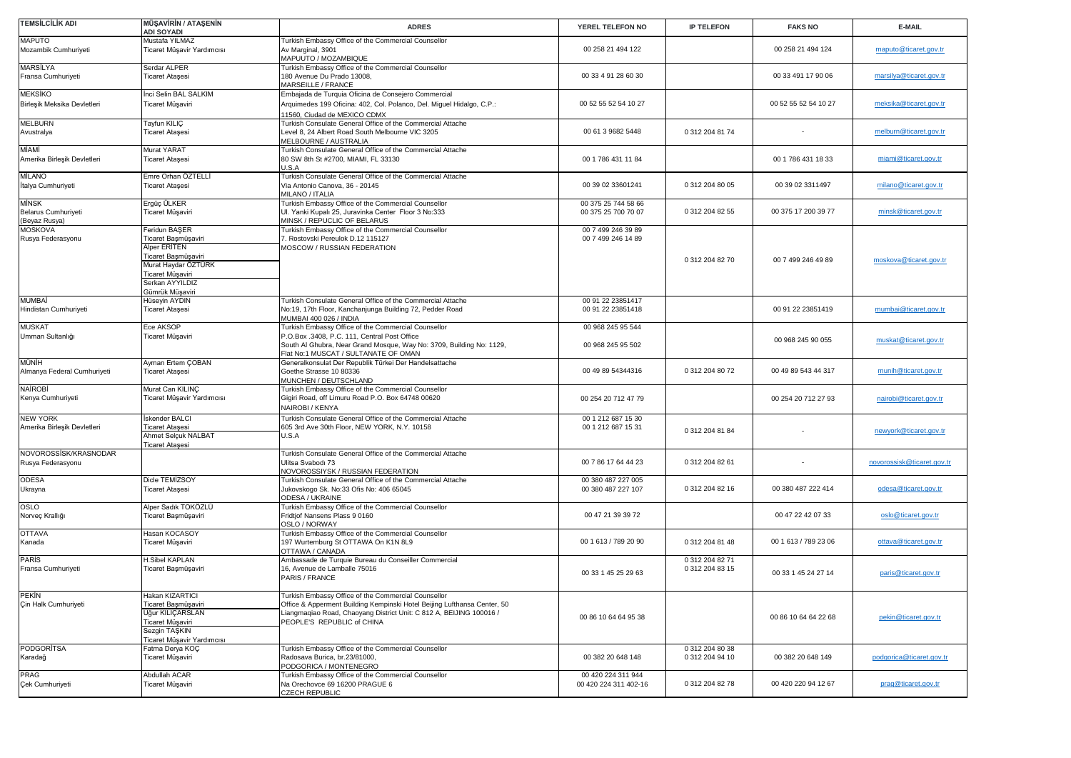| TEMSİLCİLİK ADI | MÜŞAVİRİN / ATAŞENİN ADI SOYADI | ADRES | YEREL TELEFON NO | IP TELEFON | FAKS NO | E-MAIL |
|---|---|---|---|---|---|---|
| MAPUTO<br>Mozambik Cumhuriyeti | Mustafa YILMAZ<br>Ticaret Müşavir Yardımcısı | Turkish Embassy Office of the Commercial Counsellor<br>Av Marginal, 3901<br>MAPUUTO / MOZAMBIQUE | 00 258 21 494 122 | | 00 258 21 494 124 | maputo@ticaret.gov.tr |
| MARSİLYA<br>Fransa Cumhuriyeti | Serdar ALPER<br>Ticaret Ataşesi | Turkish Embassy Office of the Commercial Counsellor<br>180 Avenue Du Prado 13008,<br>MARSEILLE / FRANCE | 00 33 4 91 28 60 30 | | 00 33 491 17 90 06 | marsilya@ticaret.gov.tr |
| MEKSİKO<br>Birleşik Meksika Devletleri | İnci Selin BAL SALKIM<br>Ticaret Müşaviri | Embajada de Turquia Oficina de Consejero Commercial<br>Arquimedes 199 Oficina: 402, Col. Polanco, Del. Miguel Hidalgo, C.P.:<br>11560, Ciudad de MEXICO CDMX | 00 52 55 52 54 10 27 | | 00 52 55 52 54 10 27 | meksika@ticaret.gov.tr |
| MELBURN<br>Avustralya | Tayfun KILIÇ<br>Ticaret Ataşesi | Turkish Consulate General Office of the Commercial Attache<br>Level 8, 24 Albert Road South Melbourne VIC 3205<br>MELBOURNE / AUSTRALIA | 00 61 3 9682 5448 | 0 312 204 81 74 | - | melburn@ticaret.gov.tr |
| MİAMİ<br>Amerika Birleşik Devletleri | Murat YARAT<br>Ticaret Ataşesi | Turkish Consulate General Office of the Commercial Attache<br>80 SW 8th St #2700, MIAMI, FL 33130<br>U.S.A | 00 1 786 431 11 84 | | 00 1 786 431 18 33 | miami@ticaret.gov.tr |
| MİLANO<br>İtalya Cumhuriyeti | Emre Orhan ÖZTELLİ<br>Ticaret Ataşesi | Turkish Consulate General Office of the Commercial Attache<br>Via Antonio Canova, 36 - 20145<br>MILANO / ITALIA | 00 39 02 33601241 | 0 312 204 80 05 | 00 39 02 3311497 | milano@ticaret.gov.tr |
| MİNSK<br>Belarus Cumhuriyeti<br>(Beyaz Rusya) | Ergüç ÜLKER<br>Ticaret Müşaviri | Turkish Embassy Office of the Commercial Counsellor<br>Ul. Yanki Kupalı 25, Juravinka Center Floor 3 No:333<br>MINSK / REPUCLIC OF BELARUS | 00 375 25 744 58 66<br>00 375 25 700 70 07 | 0 312 204 82 55 | 00 375 17 200 39 77 | minsk@ticaret.gov.tr |
| MOSKOVA<br>Rusya Federasyonu | Feridun BAŞER<br>Ticaret Başmüşaviri<br>Alper ERİTEN<br>Ticaret Başmüşaviri<br>Murat Haydar ÖZTÜRK<br>Ticaret Müşaviri<br>Serkan AYYILDIZ<br>Gümrük Müşaviri | Turkish Embassy Office of the Commercial Counsellor<br>7. Rostovski Pereulok D.12 115127<br>MOSCOW / RUSSIAN FEDERATION | 00 7 499 246 39 89<br>00 7 499 246 14 89 | 0 312 204 82 70 | 00 7 499 246 49 89 | moskova@ticaret.gov.tr |
| MUMBAİ<br>Hindistan Cumhuriyeti | Hüseyin AYDIN<br>Ticaret Ataşesi | Turkish Consulate General Office of the Commercial Attache<br>No:19, 17th Floor, Kanchanjunga Building 72, Pedder Road<br>MUMBAI 400 026 / INDIA | 00 91 22 23851417<br>00 91 22 23851418 | | 00 91 22 23851419 | mumbai@ticaret.gov.tr |
| MUSKAT<br>Umman Sultanlığı | Ece AKSOP<br>Ticaret Müşaviri | Turkish Embassy Office of the Commercial Counsellor<br>P.O.Box .3408, P.C. 111, Central Post Office<br>South Al Ghubra, Near Grand Mosque, Way No: 3709, Building No: 1129, Flat No:1 MUSCAT / SULTANATE OF OMAN | 00 968 245 95 544<br>00 968 245 95 502 | | 00 968 245 90 055 | muskat@ticaret.gov.tr |
| MÜNİH<br>Almanya Federal Cumhuriyeti | Ayman Ertem ÇOBAN<br>Ticaret Ataşesi | Generalkonsulat Der Republik Türkei Der Handelsattache<br>Goethe Strasse 10 80336<br>MUNCHEN / DEUTSCHLAND | 00 49 89 54344316 | 0 312 204 80 72 | 00 49 89 543 44 317 | munih@ticaret.gov.tr |
| NAİROBİ<br>Kenya Cumhuriyeti | Murat Can KILINÇ<br>Ticaret Müşavir Yardımcısı | Turkish Embassy Office of the Commercial Counsellor<br>Gigiri Road, off Limuru Road P.O. Box 64748 00620<br>NAIROBI / KENYA | 00 254 20 712 47 79 | | 00 254 20 712 27 93 | nairobi@ticaret.gov.tr |
| NEW YORK<br>Amerika Birleşik Devletleri | İskender BALCI<br>Ticaret Ataşesi<br>Ahmet Selçuk NALBAT<br>Ticaret Ataşesi | Turkish Consulate General Office of the Commercial Attache<br>605 3rd Ave 30th Floor, NEW YORK, N.Y. 10158<br>U.S.A | 00 1 212 687 15 30<br>00 1 212 687 15 31 | 0 312 204 81 84 | - | newyork@ticaret.gov.tr |
| NOVOROSSİSK/KRASNODAR<br>Rusya Federasyonu | | Turkish Consulate General Office of the Commercial Attache<br>Ulitsa Svabodı 73<br>NOVOROSSIYSK / RUSSIAN FEDERATION | 00 7 86 17 64 44 23 | 0 312 204 82 61 | - | novorossisk@ticaret.gov.tr |
| ODESA<br>Ukrayna | Dicle TEMİZSOY<br>Ticaret Ataşesi | Turkish Consulate General Office of the Commercial Attache<br>Jukovskogo Sk. No:33 Ofis No: 406 65045<br>ODESA / UKRAINE | 00 380 487 227 005<br>00 380 487 227 107 | 0 312 204 82 16 | 00 380 487 222 414 | odesa@ticaret.gov.tr |
| OSLO<br>Norveç Krallığı | Alper Sadık TOKÖZLÜ<br>Ticaret Başmüşaviri | Turkish Embassy Office of the Commercial Counsellor<br>Fridtjof Nansens Plass 9 0160<br>OSLO / NORWAY | 00 47 21 39 39 72 | | 00 47 22 42 07 33 | oslo@ticaret.gov.tr |
| OTTAVA<br>Kanada | Hasan KOCASOY<br>Ticaret Müşaviri | Turkish Embassy Office of the Commercial Counsellor<br>197 Wurtemburg St OTTAWA On K1N 8L9<br>OTTAWA / CANADA | 00 1 613 / 789 20 90 | 0 312 204 81 48 | 00 1 613 / 789 23 06 | ottava@ticaret.gov.tr |
| PARİS<br>Fransa Cumhuriyeti | H.Sibel KAPLAN<br>Ticaret Başmüşaviri | Ambassade de Turquie Bureau du Conseiller Commercial<br>16, Avenue de Lamballe 75016<br>PARIS / FRANCE | 00 33 1 45 25 29 63 | 0 312 204 82 71<br>0 312 204 83 15 | 00 33 1 45 24 27 14 | paris@ticaret.gov.tr |
| PEKİN<br>Çin Halk Cumhuriyeti | Hakan KIZARTICI<br>Ticaret Başmüşaviri<br>Uğur KILIÇARSLAN<br>Ticaret Müşaviri<br>Sezgin TAŞKIN<br>Ticaret Müşavir Yardımcısı | Turkish Embassy Office of the Commercial Counsellor<br>Office & Apperment Building Kempinski Hotel Beijing Lufthansa Center, 50 Liangmaqiao Road, Chaoyang District Unit: C 812 A, BEIJING 100016 / PEOPLE'S REPUBLIC of CHINA | 00 86 10 64 64 95 38 | | 00 86 10 64 64 22 68 | pekin@ticaret.gov.tr |
| PODGORİTSA<br>Karadağ | Fatma Derya KOÇ<br>Ticaret Müşaviri | Turkish Embassy Office of the Commercial Counsellor<br>Radosava Burica, br.23/81000,<br>PODGORICA / MONTENEGRO | 00 382 20 648 148 | 0 312 204 80 38<br>0 312 204 94 10 | 00 382 20 648 149 | podgorica@ticaret.gov.tr |
| PRAG<br>Çek Cumhuriyeti | Abdullah ACAR<br>Ticaret Müşaviri | Turkish Embassy Office of the Commercial Counsellor<br>Na Orechovce 69 16200 PRAGUE 6<br>CZECH REPUBLIC | 00 420 224 311 944<br>00 420 224 311 402-16 | 0 312 204 82 78 | 00 420 220 94 12 67 | prag@ticaret.gov.tr |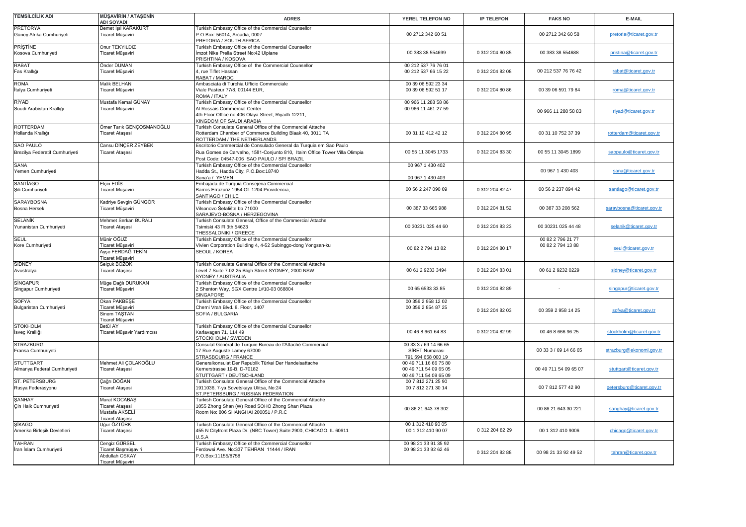| TEMSİLCİLİK ADI | MÜŞAVİRİN / ATAŞENİN ADI SOYADI | ADRES | YEREL TELEFON NO | IP TELEFON | FAKS NO | E-MAIL |
|---|---|---|---|---|---|---|
| PRETORYA<br>Güney Afrika Cumhuriyeti | Demet Işıl KARAKURT<br>Ticaret Müşaviri | Turkish Embassy Office of the Commercial Counsellor<br>P.O.Box: 56014, Arcadia, 0007<br>PRETORIA / SOUTH AFRICA | 00 2712 342 60 51 | | 00 2712 342 60 58 | pretoria@ticaret.gov.tr |
| PRİŞTİNE<br>Kosova Cumhuriyeti | Onur TEKYILDIZ<br>Ticaret Müşaviri | Turkish Embassy Office of the Commercial Counsellor<br>İmzot Nike Prella Street No:42 Ulpiane<br>PRISHTINA / KOSOVA | 00 383 38 554699 | 0 312 204 80 85 | 00 383 38 554688 | pristina@ticaret.gov.tr |
| RABAT<br>Fas Krallığı | Önder DUMAN<br>Ticaret Müşaviri | Turkish Embassy Office of the Commercial Counsellor<br>4, rue Tiflet Hassan<br>RABAT / MAROC | 00 212 537 76 76 01<br>00 212 537 66 15 22 | 0 312 204 82 08 | 00 212 537 76 76 42 | rabat@ticaret.gov.tr |
| ROMA<br>İtalya Cumhuriyeti | Malik BELHAN<br>Ticaret Müşaviri | Ambasciata di Turchia Ufficio Commerciale<br>Viale Pasteur 77/8, 00144 EUR,<br>ROMA / ITALY | 00 39 06 592 23 34<br>00 39 06 592 51 17 | 0 312 204 80 86 | 00 39 06 591 79 84 | roma@ticaret.gov.tr |
| RİYAD<br>Suudi Arabistan Krallığı | Mustafa Kemal GÜNAY<br>Ticaret Müşaviri | Turkish Embassy Office of the Commercial Counsellor<br>Al Rossais Commercial Center<br>4th Floor Office no:406 Olaya Street, Riyadh 12211,<br>KINGDOM OF SAUDI ARABIA | 00 966 11 288 58 86<br>00 966 11 461 27 59 | | 00 966 11 288 58 83 | riyad@ticaret.gov.tr |
| ROTTERDAM<br>Hollanda Krallığı | Ömer Tarık GENÇOSMANOĞLU<br>Ticaret Ataşesi | Turkish Consulate General Office of the Commercial Attache<br>Rotterdam Chamber of Commerce Building Blaak 40, 3011 TA<br>ROTTERDAM / THE NETHERLANDS | 00 31 10 412 42 12 | 0 312 204 80 95 | 00 31 10 752 37 39 | rotterdam@ticaret.gov.tr |
| SAO PAULO<br>Brezilya Federatif Cumhuriyeti | Cansu DİNÇER ZEYBEK<br>Ticaret Ataşesi | Escritorio Commercial do Consulado General da Turquia em Sao Paulo<br>Rua Gomes de Carvalho, 1581-Conjunto 810, Itaim Office Tower Villa Olimpia<br>Post Code: 04547-006 SAO PAULO / SP/ BRAZIL | 00 55 11 3045 1733 | 0 312 204 83 30 | 00 55 11 3045 1899 | saopaulo@ticaret.gov.tr |
| SANA<br>Yemen Cumhuriyeti | | Turkish Embassy Office of the Commercial Counsellor<br>Hadda St., Hadda City, P.O.Box:18740<br>Sana'a / YEMEN | 00 967 1 430 402<br>00 967 1 430 403 | | 00 967 1 430 403 | sana@ticaret.gov.tr |
| SANTİAGO<br>Şili Cumhuriyeti | Elçin EDİS<br>Ticaret Müşaviri | Embajada de Turquia Consejeria Commercial<br>Barros Errazuriz 1954 Of. 1204 Providencia,<br>SANTIAGO / CHILE | 00 56 2 247 090 09 | 0 312 204 82 47 | 00 56 2 237 894 42 | santiago@ticaret.gov.tr |
| SARAYBOSNA<br>Bosna Hersek | Kadriye Sevgin GÜNGÖR<br>Ticaret Müşaviri | Turkish Embassy Office of the Commercial Counsellor<br>Vilsonovo Šetalište bb 71000<br>SARAJEVO-BOSNA / HERZEGOVINA | 00 387 33 665 988 | 0 312 204 81 52 | 00 387 33 208 562 | saraybosna@ticaret.gov.tr |
| SELANİK<br>Yunanistan Cumhuriyeti | Mehmet Serkan BURALI<br>Ticaret Ataşesi | Turkish Consulate General, Office of the Commercial Attache<br>Tsimiski 43 Fl 3th 54623<br>THESSALONIKI / GREECE | 00 30231 025 44 60 | 0 312 204 83 23 | 00 30231 025 44 48 | selanik@ticaret.gov.tr |
| SEUL<br>Kore Cumhuriyeti | Münir OĞUZ<br>Ticaret Müşaviri<br>Ayşe FERDAĞ TEKİN<br>Ticaret Müşaviri | Turkish Embassy Office of the Commercial Counsellor<br>Vivien Corporation Building 4, 4-52 Subinggo-dong Yongsan-ku<br>SEOUL / KOREA | 00 82 2 794 13 82 | 0 312 204 80 17 | 00 82 2 796 21 77<br>00 82 2 794 13 88 | seul@ticaret.gov.tr |
| SİDNEY<br>Avustralya | Selçuk BOZOK<br>Ticaret Ataşesi | Turkish Consulate General Office of the Commercial Attache<br>Level 7 Suite 7.02 25 Bligh Street SYDNEY, 2000 NSW<br>SYDNEY / AUSTRALIA | 00 61 2 9233 3494 | 0 312 204 83 01 | 00 61 2 9232 0229 | sidney@ticaret.gov.tr |
| SİNGAPUR<br>Singapur Cumhuriyeti | Müge Dağlı DURUKAN<br>Ticaret Müşaviri | Turkish Embassy Office of the Commercial Counsellor<br>2 Shenton Way, SGX Centre 1#10-03 068804<br>SINGAPORE | 00 65 6533 33 85 | 0 312 204 82 89 | - | singapur@ticaret.gov.tr |
| SOFYA<br>Bulgaristan Cumhuriyeti | Okan PAKBEŞE<br>Ticaret Müşaviri<br>Sinem TAŞTAN<br>Ticaret Müşaviri | Turkish Embassy Office of the Commercial Counsellor<br>Cherni Vrah Blvd. 8. Floor, 1407<br>SOFIA / BULGARIA | 00 359 2 958 12 02<br>00 359 2 854 87 25 | 0 312 204 82 03 | 00 359 2 958 14 25 | sofya@ticaret.gov.tr |
| STOKHOLM<br>İsveç Krallığı | Betül AY<br>Ticaret Müşavir Yardımcısı | Turkish Embassy Office of the Commercial Counsellor<br>Karlavagen 71, 114 49<br>STOCKHOLM / SWEDEN | 00 46 8 661 64 83 | 0 312 204 82 99 | 00 46 8 666 96 25 | stockholm@ticaret.gov.tr |
| STRAZBURG<br>Fransa Cumhuriyeti | | Consulat Général de Turquie Bureau de l'Attaché Commercial<br>17 Rue Auguste Lamey 67000<br>STRASBOURG / FRANCE | 00 33 3 / 69 14 66 65<br>SİRET Numarası<br>791 594 658 000 19 | | 00 33 3 / 69 14 66 65 | strazburg@ekonomi.gov.tr |
| STUTTGART<br>Almanya Federal Cumhuriyeti | Mehmet Ali ÇOLAKOĞLU<br>Ticaret Ataşesi | Generalkonsulat Der Republik Türkei Der Handelsattache<br>Kernerstrasse 19-B, D-70182<br>STUTTGART / DEUTSCHLAND | 00 49 711 16 66 75 80<br>00 49 711 54 09 65 05<br>00 49 711 54 09 65 09 | | 00 49 711 54 09 65 07 | stuttgart@ticaret.gov.tr |
| ST. PETERSBURG<br>Rusya Federasyonu | Çağrı DOĞAN<br>Ticaret Ataşesi | Turkish Consulate General Office of the Commercial Attache<br>1911036, 7-ya Sovetskaya Ulitsa, No:24<br>ST.PETERSBURG / RUSSIAN FEDERATION | 00 7 812 271 25 90<br>00 7 812 271 30 14 | | 00 7 812 577 42 90 | petersburg@ticaret.gov.tr |
| ŞANHAY<br>Çin Halk Cumhuriyeti | Murat KOCABAŞ<br>Ticaret Ataşesi<br>Mustafa AKSELİ<br>Ticaret Ataşesi | Turkish Consulate General Office of the Commercial Attache<br>1055 Zhong Shan (W) Road SOHO Zhong Shan Plaza<br>Room No: 806 SHANGHAI 200051 / P.R.C | 00 86 21 643 78 302 | | 00 86 21 643 30 221 | sanghay@ticaret.gov.tr |
| ŞİKAGO<br>Amerika Birleşik Devletleri | Uğur ÖZTÜRK<br>Ticaret Ataşesi | Turkish Consulate General Office of the Commercial Attaché<br>455 N Cityfront Plaza Dr. (NBC Tower) Suite:2900, CHICAGO, IL 60611<br>U.S.A | 00 1 312 410 90 05<br>00 1 312 410 90 07 | 0 312 204 82 29 | 00 1 312 410 9006 | chicago@ticaret.gov.tr |
| TAHRAN<br>İran İslam Cumhuriyeti | Cengiz GÜRSEL<br>Ticaret Başmüşaviri<br>Abdullah OSKAY<br>Ticaret Müşaviri | Turkish Embassy Office of the Commercial Counsellor<br>Ferdowsi Ave. No:337 TEHRAN 11444 / IRAN<br>P.O.Box:11155/8758 | 00 98 21 33 91 35 92<br>00 98 21 33 92 62 46 | 0 312 204 82 88 | 00 98 21 33 92 49 52 | tahran@ticaret.gov.tr |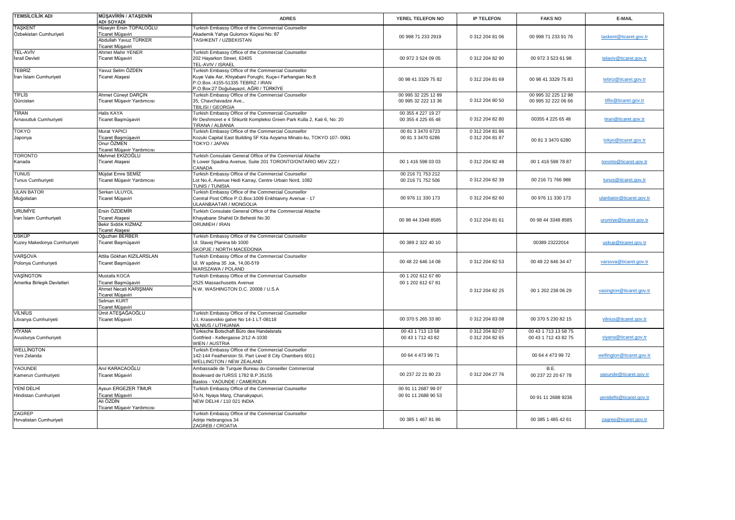| TEMSİLCİLİK ADI | MÜŞAVİRİN / ATAŞENİN ADI SOYADI | ADRES | YEREL TELEFON NO | IP TELEFON | FAKS NO | E-MAIL |
| --- | --- | --- | --- | --- | --- | --- |
| TAŞKENT<br>Özbekistan Cumhuriyeti | Hüseyin Ersin TOPALOĞLU<br>Ticaret Müşaviri<br>Abdullah Yavuz TÜRKER<br>Ticaret Müşaviri | Turkish Embassy Office of the Commercial Counsellor<br>Akademik Yahya Gulomov Küçesi No: 87<br>TASHKENT / UZBEKISTAN | 00 998 71 233 2919 | 0 312 204 81 06 | 00 998 71 233 91 76 | taskent@ticaret.gov.tr |
| TEL-AVİV<br>İsrail Devleti | Ahmet Mahir YENER<br>Ticaret Müşaviri | Turkish Embassy Office of the Commercial Counsellor<br>202 Hayarkon Street, 63405<br>TEL-AVIV / ISRAEL | 00 972 3 524 09 05 | 0 312 204 82 90 | 00 972 3 523 61 98 | telaviv@ticaret.gov.tr |
| TEBRİZ<br>İran İslam Cumhuriyeti | Yavuz Selim ÖZDEN<br>Ticaret Ataşesi | Turkish Embassy Office of the Commercial Counsellor<br>Kuye Vale Asr, Khiyabani Forughi, Kuçe-i Farhangian No:8<br>P.O.Box.:4155-51335 TEBRIZ / IRAN<br>P.O.Box:27 Doğubayazıt, AĞRI / TÜRKİYE | 00 98 41 3329 75 82 | 0 312 204 81 69 | 00 98 41 3329 75 83 | tebriz@ticaret.gov.tr |
| TİFLİS<br>Gürcistan | Ahmet Cüneyt DARÇIN<br>Ticaret Müşavir Yardımcısı | Turkish Embassy Office of the Commercial Counsellor<br>35, Chavchavadze Ave.,<br>TBILISI / GEORGIA | 00 995 32 225 12 89<br>00 995 32 222 13 36 | 0 312 204 80 50 | 00 995 32 225 12 98<br>00 995 32 222 06 66 | tiflis@ticaret.gov.tr |
| TİRAN<br>Arnavutluk Cumhuriyeti | Halis KAYA<br>Ticaret Başmüşaviri | Turkish Embassy Office of the Commercial Counsellor<br>Rr Deshmoret e 4 Shkurtit Kompleksi Green Park Kulla 2, Kati 6, No: 20<br>TIRANA / ALBANIA | 00 355 4 227 19 27<br>00 355 4 225 65 48 | 0 312 204 82 80 | 00355 4 225 65 48 | tiran@ticaret.gov.tr |
| TOKYO<br>Japonya | Murat YAPICI<br>Ticaret Başmüşaviri<br>Onur ÖZMEN<br>Ticaret Müşavir Yardımcısı | Turkish Embassy Office of the Commercial Counsellor<br>Kozuki Capital East Building 5F Kita Aoyama Minato-ku, TOKYO 107- 0061<br>TOKYO / JAPAN | 00 81 3 3470 6723<br>00 81 3 3470 6286 | 0 312 204 81 86<br>0 312 204 81 87 | 00 81 3 3470 6280 | tokyo@ticaret.gov.tr |
| TORONTO<br>Kanada | Mehmet EKİZOĞLU<br>Ticaret Ataşesi | Turkish Consulate General Office of the Commercial Attache<br>9 Lower Spadina Avenue, Suite 201 TORONTO/ONTARIO M5V 2Z2 /<br>CANADA | 00 1 416 598 03 03 | 0 312 204 82 48 | 00 1 416 598 78 87 | toronto@ticaret.gov.tr |
| TUNUS<br>Tunus Cumhuriyeti | Müjdat Emre SEMİZ<br>Ticaret Müşavir Yardımcısı | Turkish Embassy Office of the Commercial Counsellor<br>Lot No.4, Avenue Hedi Karray, Centre Urbain Nord, 1082<br>TUNIS / TUNISIA | 00 216 71 753 212<br>00 216 71 752 506 | 0 312 204 82 39 | 00 216 71 766 988 | tunus@ticaret.gov.tr |
| ULAN BATOR<br>Moğolistan | Serkan ULUYOL<br>Ticaret Müşaviri | Turkish Embassy Office of the Commercial Counsellor<br>Central Post Office P.O.Box:1009 Enkhtaivny Avenue - 17<br>ULAANBAATAR / MONGOLIA | 00 976 11 330 173 | 0 312 204 82 60 | 00 976 11 330 173 | ulanbator@ticaret.gov.tr |
| URUMİYE<br>İran İslam Cumhuriyeti | Ersin ÖZDEMİR<br>Ticaret Ataşesi<br>Bekir Sıddık KIZMAZ<br>Ticaret Ataşesi | Turkish Consulate General Office of the Commercial Attache<br>Khayabane Shahid Dr.Behesti No:30<br>ORUMIEH / IRAN | 00 98 44 3348 8585 | 0 312 204 81 61 | 00 98 44 3348 8585 | urumiye@ticaret.gov.tr |
| ÜSKÜP<br>Kuzey Makedonya Cumhuriyeti | Oğuzhan BERBER<br>Ticaret Başmüşaviri | Turkish Embassy Office of the Commercial Counsellor<br>Ul. Slavej Planina bb 1000<br>SKOPJE / NORTH MACEDONIA | 00 389 2 322 40 10 | | 00389 23222014 | uskup@ticaret.gov.tr |
| VARŞOVA<br>Polonya Cumhuriyeti | Attila Gökhan KIZILARSLAN<br>Ticaret Başmüşaviri | Turkish Embassy Office of the Commercial Counsellor<br>Ul. W spólna 35 ,lok, 14,00-519<br>WARSZAWA / POLAND | 00 48 22 646 14 08 | 0 312 204 82 53 | 00 48 22 646 34 47 | varsova@ticaret.gov.tr |
| VAŞİNGTON<br>Amerika Birleşik Devletleri | Mustafa KOCA<br>Ticaret Başmüşaviri<br>Ahmet Necati KARIŞMAN<br>Ticaret Müşaviri<br>Selman KURT<br>Ticaret Müşaviri | Turkish Embassy Office of the Commercial Counsellor<br>2525 Massachusetts Avenue<br>N.W. WASHINGTON D.C. 20008 / U.S.A | 00 1 202 612 67 80<br>00 1 202 612 67 81 | 0 312 204 82 25 | 00 1 202 238 06 29 | vasington@ticaret.gov.tr |
| VİLNİUS<br>Litvanya Cumhuriyeti | Ümit ATEŞAĞAOĞLU<br>Ticaret Müşaviri | Turkish Embassy Office of the Commercial Counsellor<br>J.I. Krasevskio gatve No 14-1 LT-08118<br>VILNIUS / LITHUANIA | 00 370 5 265 33 80 | 0 312 204 83 08 | 00 370 5 230 82 15 | vilnius@ticaret.gov.tr |
| VİYANA<br>Avusturya Cumhuriyeti | | Türkische Botschaft Büro des Handelsrats<br>Gottfried - Kellergasse 2/12 A-1030<br>WIEN / AUSTRIA | 00 43 1 713 13 58<br>00 43 1 712 43 82 | 0 312 204 82 07<br>0 312 204 82 65 | 00 43 1 713 13 58 75<br>00 43 1 712 43 82 75 | viyana@ticaret.gov.tr |
| WELLİNGTON<br>Yeni Zelanda | | Turkish Embassy Office of the Commercial Counsellor<br>142-144 Featherston St. Part Level 8 City Chambers 6011<br>WELLINGTON / NEW ZEALAND | 00 64 4 473 99 71 | | 00 64 4 473 99 72 | wellington@ticaret.gov.tr |
| YAOUNDE<br>Kamerun Cumhuriyeti | Anıl KARACAOĞLU<br>Ticaret Müşaviri | Ambassade de Turquie Bureau du Conseiller Commercial<br>Boulevard de l'URSS 1782 B.P.35155<br>Bastos - YAOUNDE / CAMEROUN | 00 237 22 21 80 23 | 0 312 204 27 76 | B.E.<br>00 237 22 20 67 78 | yaounde@ticaret.gov.tr |
| YENİ DELHİ<br>Hindistan Cumhuriyeti | Aysun ERGEZER TİMUR<br>Ticaret Müşaviri<br>Ali ÖZDİN<br>Ticaret Müşavir Yardımcısı | Turkish Embassy Office of the Commercial Counsellor<br>50-N, Nyaya Marg, Chanakyapuri,<br>NEW DELHI / 110 021 INDIA | 00 91 11 2687 99 07<br>00 91 11 2688 90 53 | | 00 91 11 2688 9236 | yenidelhi@ticaret.gov.tr |
| ZAGREP<br>Hırvatistan Cumhuriyeti | | Turkish Embassy Office of the Commercial Counsellor<br>Adrije Hebrangova 34<br>ZAGREB / CROATIA | 00 385 1 467 81 86 | | 00 385 1 485 42 61 | zagrep@ticaret.gov.tr |